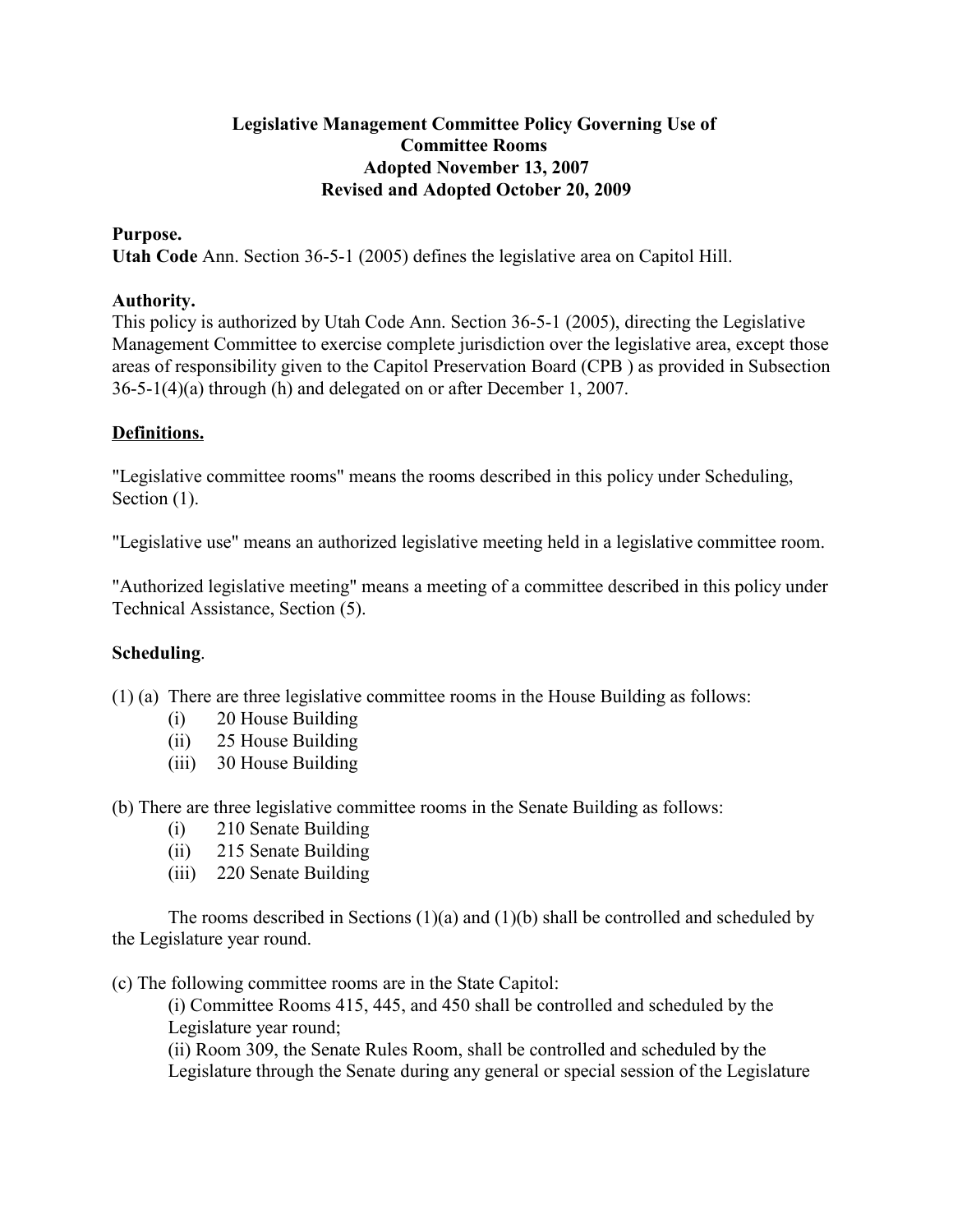**Legislative Management Committee Policy Governing Use of Committee Rooms**
**Adopted November 13, 2007**
**Revised and Adopted October 20, 2009**

**Purpose.**
**Utah Code** Ann. Section 36-5-1 (2005) defines the legislative area on Capitol Hill.

**Authority.**
This policy is authorized by Utah Code Ann. Section 36-5-1 (2005), directing the Legislative Management Committee to exercise complete jurisdiction over the legislative area, except those areas of responsibility given to the Capitol Preservation Board (CPB ) as provided in Subsection 36-5-1(4)(a) through (h) and delegated on or after December 1, 2007.

**Definitions.**

"Legislative committee rooms" means the rooms described in this policy under Scheduling, Section (1).

"Legislative use" means an authorized legislative meeting held in a legislative committee room.

"Authorized legislative meeting" means a meeting of a committee described in this policy under Technical Assistance, Section (5).

**Scheduling**.

(1) (a) There are three legislative committee rooms in the House Building as follows:

- (i) 20 House Building
- (ii) 25 House Building
- (iii) 30 House Building

(b) There are three legislative committee rooms in the Senate Building as follows:

- (i) 210 Senate Building
- (ii) 215 Senate Building
- (iii) 220 Senate Building

The rooms described in Sections (1)(a) and (1)(b) shall be controlled and scheduled by the Legislature year round.

(c) The following committee rooms are in the State Capitol:

(i) Committee Rooms 415, 445, and 450 shall be controlled and scheduled by the Legislature year round;

(ii) Room 309, the Senate Rules Room, shall be controlled and scheduled by the Legislature through the Senate during any general or special session of the Legislature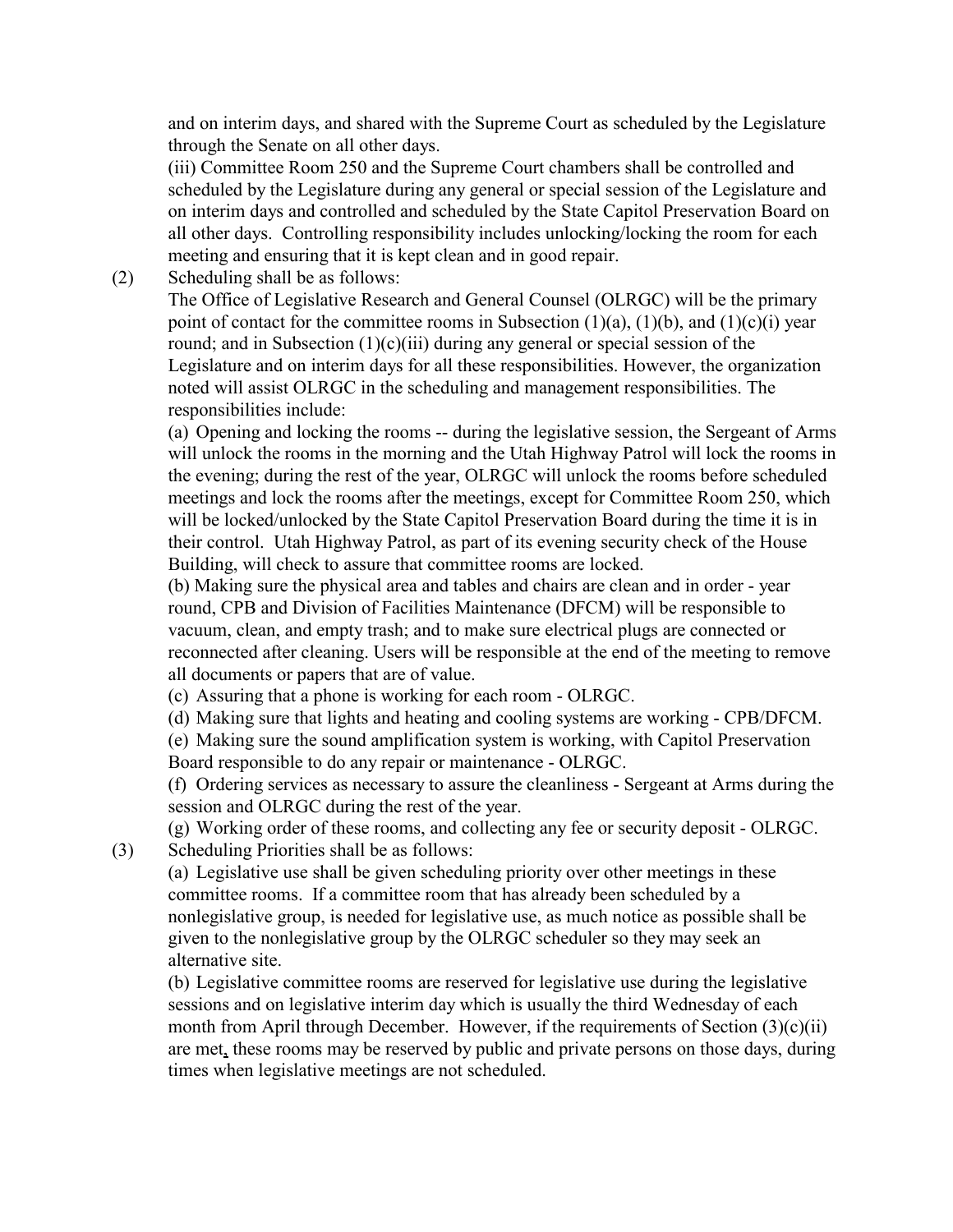and on interim days, and shared with the Supreme Court as scheduled by the Legislature through the Senate on all other days.

(iii) Committee Room 250 and the Supreme Court chambers shall be controlled and scheduled by the Legislature during any general or special session of the Legislature and on interim days and controlled and scheduled by the State Capitol Preservation Board on all other days. Controlling responsibility includes unlocking/locking the room for each meeting and ensuring that it is kept clean and in good repair.

(2) Scheduling shall be as follows:

The Office of Legislative Research and General Counsel (OLRGC) will be the primary point of contact for the committee rooms in Subsection (1)(a), (1)(b), and (1)(c)(i) year round; and in Subsection (1)(c)(iii) during any general or special session of the Legislature and on interim days for all these responsibilities. However, the organization noted will assist OLRGC in the scheduling and management responsibilities. The responsibilities include:

(a) Opening and locking the rooms -- during the legislative session, the Sergeant of Arms will unlock the rooms in the morning and the Utah Highway Patrol will lock the rooms in the evening; during the rest of the year, OLRGC will unlock the rooms before scheduled meetings and lock the rooms after the meetings, except for Committee Room 250, which will be locked/unlocked by the State Capitol Preservation Board during the time it is in their control. Utah Highway Patrol, as part of its evening security check of the House Building, will check to assure that committee rooms are locked.

(b) Making sure the physical area and tables and chairs are clean and in order - year round, CPB and Division of Facilities Maintenance (DFCM) will be responsible to vacuum, clean, and empty trash; and to make sure electrical plugs are connected or reconnected after cleaning. Users will be responsible at the end of the meeting to remove all documents or papers that are of value.

(c) Assuring that a phone is working for each room - OLRGC.

(d) Making sure that lights and heating and cooling systems are working - CPB/DFCM.

(e) Making sure the sound amplification system is working, with Capitol Preservation Board responsible to do any repair or maintenance - OLRGC.

(f) Ordering services as necessary to assure the cleanliness - Sergeant at Arms during the session and OLRGC during the rest of the year.

(g) Working order of these rooms, and collecting any fee or security deposit - OLRGC.

(3) Scheduling Priorities shall be as follows:

(a) Legislative use shall be given scheduling priority over other meetings in these committee rooms. If a committee room that has already been scheduled by a nonlegislative group, is needed for legislative use, as much notice as possible shall be given to the nonlegislative group by the OLRGC scheduler so they may seek an alternative site.

(b) Legislative committee rooms are reserved for legislative use during the legislative sessions and on legislative interim day which is usually the third Wednesday of each month from April through December. However, if the requirements of Section (3)(c)(ii) are met, these rooms may be reserved by public and private persons on those days, during times when legislative meetings are not scheduled.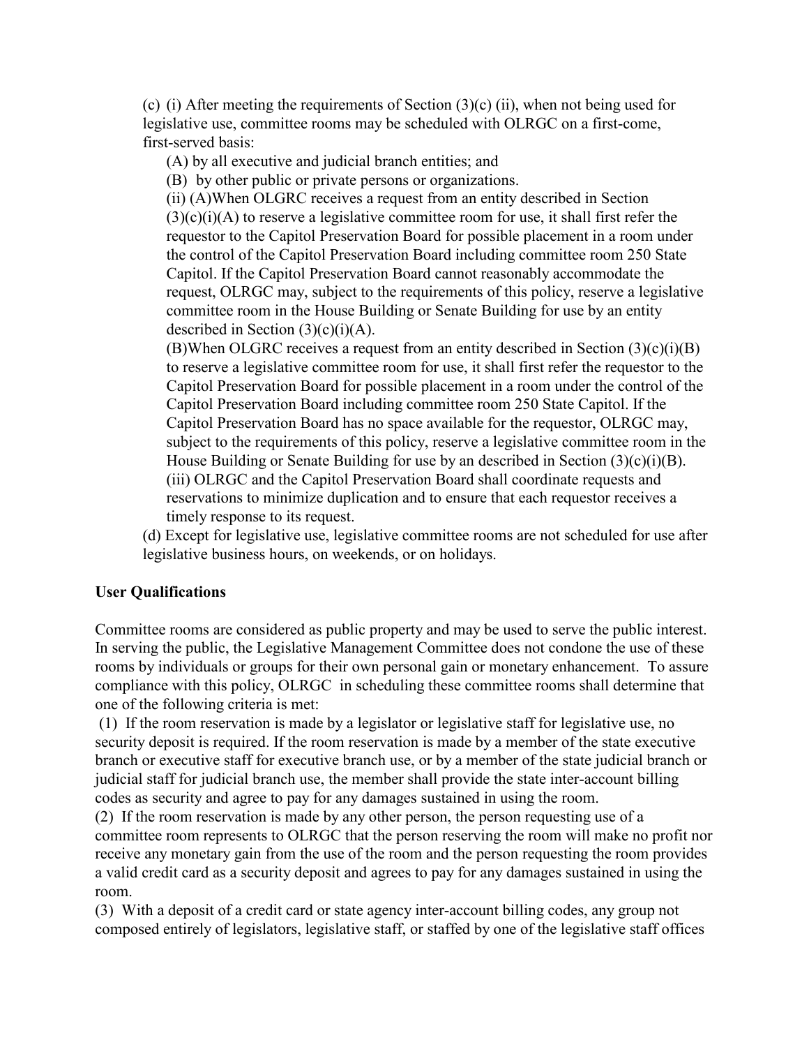(c) (i) After meeting the requirements of Section (3)(c) (ii), when not being used for legislative use, committee rooms may be scheduled with OLRGC on a first-come, first-served basis:

(A) by all executive and judicial branch entities; and

(B) by other public or private persons or organizations.

(ii) (A)When OLGRC receives a request from an entity described in Section (3)(c)(i)(A) to reserve a legislative committee room for use, it shall first refer the requestor to the Capitol Preservation Board for possible placement in a room under the control of the Capitol Preservation Board including committee room 250 State Capitol. If the Capitol Preservation Board cannot reasonably accommodate the request, OLRGC may, subject to the requirements of this policy, reserve a legislative committee room in the House Building or Senate Building for use by an entity described in Section (3)(c)(i)(A).

(B)When OLGRC receives a request from an entity described in Section (3)(c)(i)(B) to reserve a legislative committee room for use, it shall first refer the requestor to the Capitol Preservation Board for possible placement in a room under the control of the Capitol Preservation Board including committee room 250 State Capitol. If the Capitol Preservation Board has no space available for the requestor, OLRGC may, subject to the requirements of this policy, reserve a legislative committee room in the House Building or Senate Building for use by an described in Section (3)(c)(i)(B).

(iii) OLRGC and the Capitol Preservation Board shall coordinate requests and reservations to minimize duplication and to ensure that each requestor receives a timely response to its request.

(d) Except for legislative use, legislative committee rooms are not scheduled for use after legislative business hours, on weekends, or on holidays.

**User Qualifications**

Committee rooms are considered as public property and may be used to serve the public interest. In serving the public, the Legislative Management Committee does not condone the use of these rooms by individuals or groups for their own personal gain or monetary enhancement. To assure compliance with this policy, OLRGC in scheduling these committee rooms shall determine that one of the following criteria is met:

(1) If the room reservation is made by a legislator or legislative staff for legislative use, no security deposit is required. If the room reservation is made by a member of the state executive branch or executive staff for executive branch use, or by a member of the state judicial branch or judicial staff for judicial branch use, the member shall provide the state inter-account billing codes as security and agree to pay for any damages sustained in using the room.

(2) If the room reservation is made by any other person, the person requesting use of a committee room represents to OLRGC that the person reserving the room will make no profit nor receive any monetary gain from the use of the room and the person requesting the room provides a valid credit card as a security deposit and agrees to pay for any damages sustained in using the room.

(3) With a deposit of a credit card or state agency inter-account billing codes, any group not composed entirely of legislators, legislative staff, or staffed by one of the legislative staff offices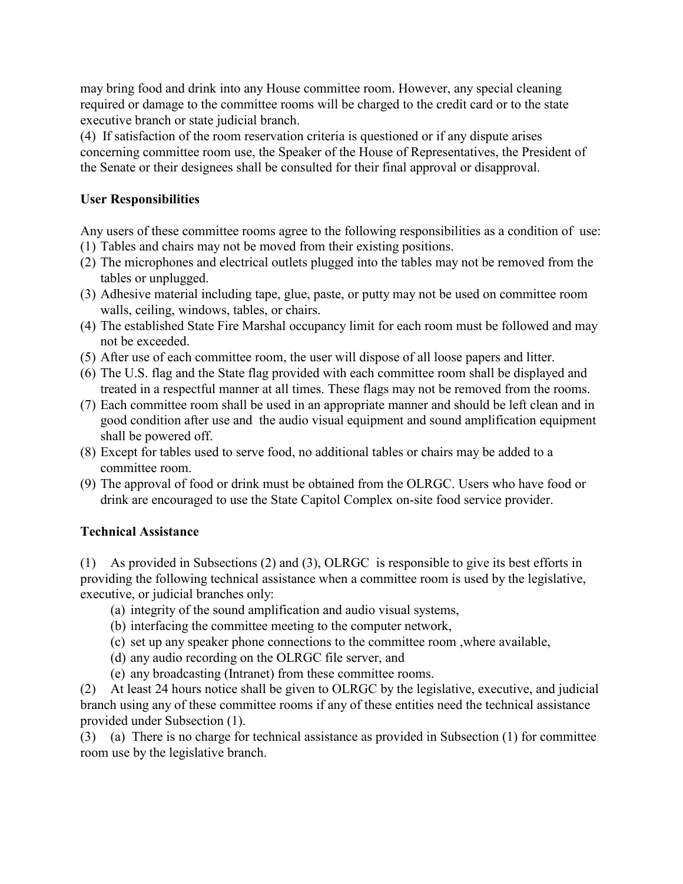may bring food and drink into any House committee room. However, any special cleaning required or damage to the committee rooms will be charged to the credit card or to the state executive branch or state judicial branch.

(4) If satisfaction of the room reservation criteria is questioned or if any dispute arises concerning committee room use, the Speaker of the House of Representatives, the President of the Senate or their designees shall be consulted for their final approval or disapproval.

**User Responsibilities**

Any users of these committee rooms agree to the following responsibilities as a condition of use:

(1) Tables and chairs may not be moved from their existing positions.
(2) The microphones and electrical outlets plugged into the tables may not be removed from the tables or unplugged.
(3) Adhesive material including tape, glue, paste, or putty may not be used on committee room walls, ceiling, windows, tables, or chairs.
(4) The established State Fire Marshal occupancy limit for each room must be followed and may not be exceeded.
(5) After use of each committee room, the user will dispose of all loose papers and litter.
(6) The U.S. flag and the State flag provided with each committee room shall be displayed and treated in a respectful manner at all times. These flags may not be removed from the rooms.
(7) Each committee room shall be used in an appropriate manner and should be left clean and in good condition after use and the audio visual equipment and sound amplification equipment shall be powered off.
(8) Except for tables used to serve food, no additional tables or chairs may be added to a committee room.
(9) The approval of food or drink must be obtained from the OLRGC. Users who have food or drink are encouraged to use the State Capitol Complex on-site food service provider.

**Technical Assistance**

(1) As provided in Subsections (2) and (3), OLRGC is responsible to give its best efforts in providing the following technical assistance when a committee room is used by the legislative, executive, or judicial branches only:

 (a) integrity of the sound amplification and audio visual systems,
 (b) interfacing the committee meeting to the computer network,
 (c) set up any speaker phone connections to the committee room ,where available,
 (d) any audio recording on the OLRGC file server, and
 (e) any broadcasting (Intranet) from these committee rooms.

(2) At least 24 hours notice shall be given to OLRGC by the legislative, executive, and judicial branch using any of these committee rooms if any of these entities need the technical assistance provided under Subsection (1).

(3) (a) There is no charge for technical assistance as provided in Subsection (1) for committee room use by the legislative branch.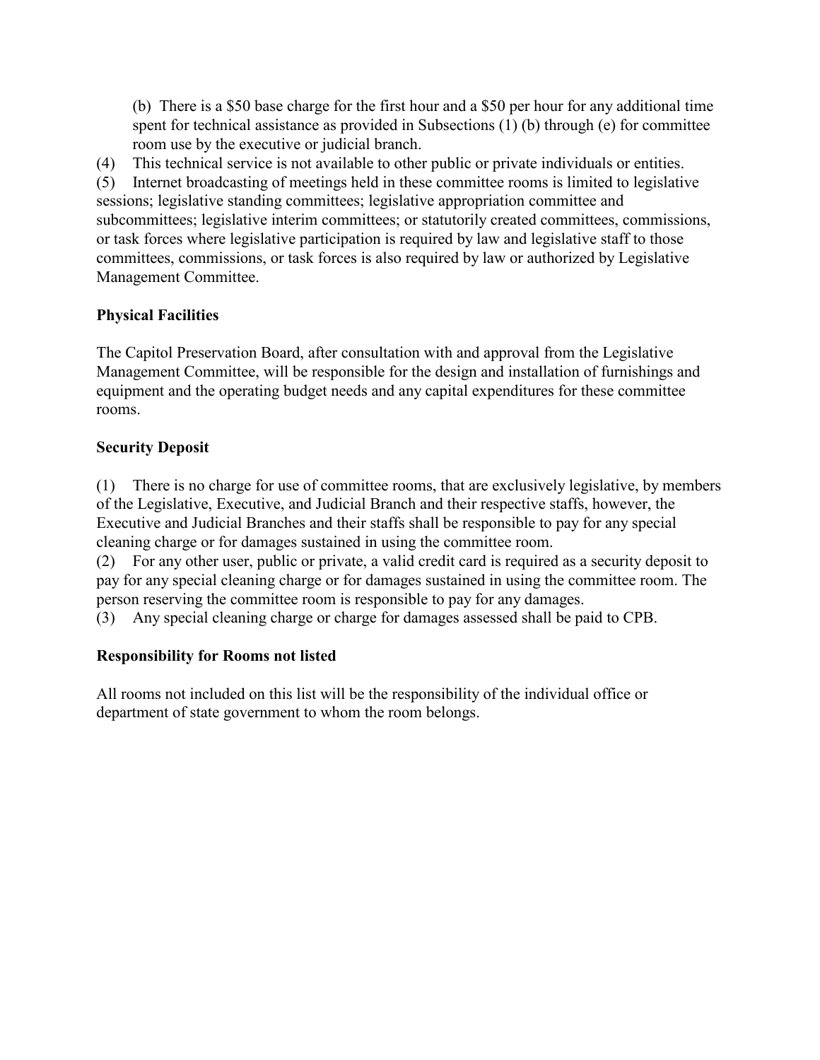(b) There is a $50 base charge for the first hour and a $50 per hour for any additional time spent for technical assistance as provided in Subsections (1) (b) through (e) for committee room use by the executive or judicial branch.

(4) This technical service is not available to other public or private individuals or entities.

(5) Internet broadcasting of meetings held in these committee rooms is limited to legislative sessions; legislative standing committees; legislative appropriation committee and subcommittees; legislative interim committees; or statutorily created committees, commissions, or task forces where legislative participation is required by law and legislative staff to those committees, commissions, or task forces is also required by law or authorized by Legislative Management Committee.

**Physical Facilities**

The Capitol Preservation Board, after consultation with and approval from the Legislative Management Committee, will be responsible for the design and installation of furnishings and equipment and the operating budget needs and any capital expenditures for these committee rooms.

**Security Deposit**

(1) There is no charge for use of committee rooms, that are exclusively legislative, by members of the Legislative, Executive, and Judicial Branch and their respective staffs, however, the Executive and Judicial Branches and their staffs shall be responsible to pay for any special cleaning charge or for damages sustained in using the committee room.

(2) For any other user, public or private, a valid credit card is required as a security deposit to pay for any special cleaning charge or for damages sustained in using the committee room. The person reserving the committee room is responsible to pay for any damages.

(3) Any special cleaning charge or charge for damages assessed shall be paid to CPB.

**Responsibility for Rooms not listed**

All rooms not included on this list will be the responsibility of the individual office or department of state government to whom the room belongs.